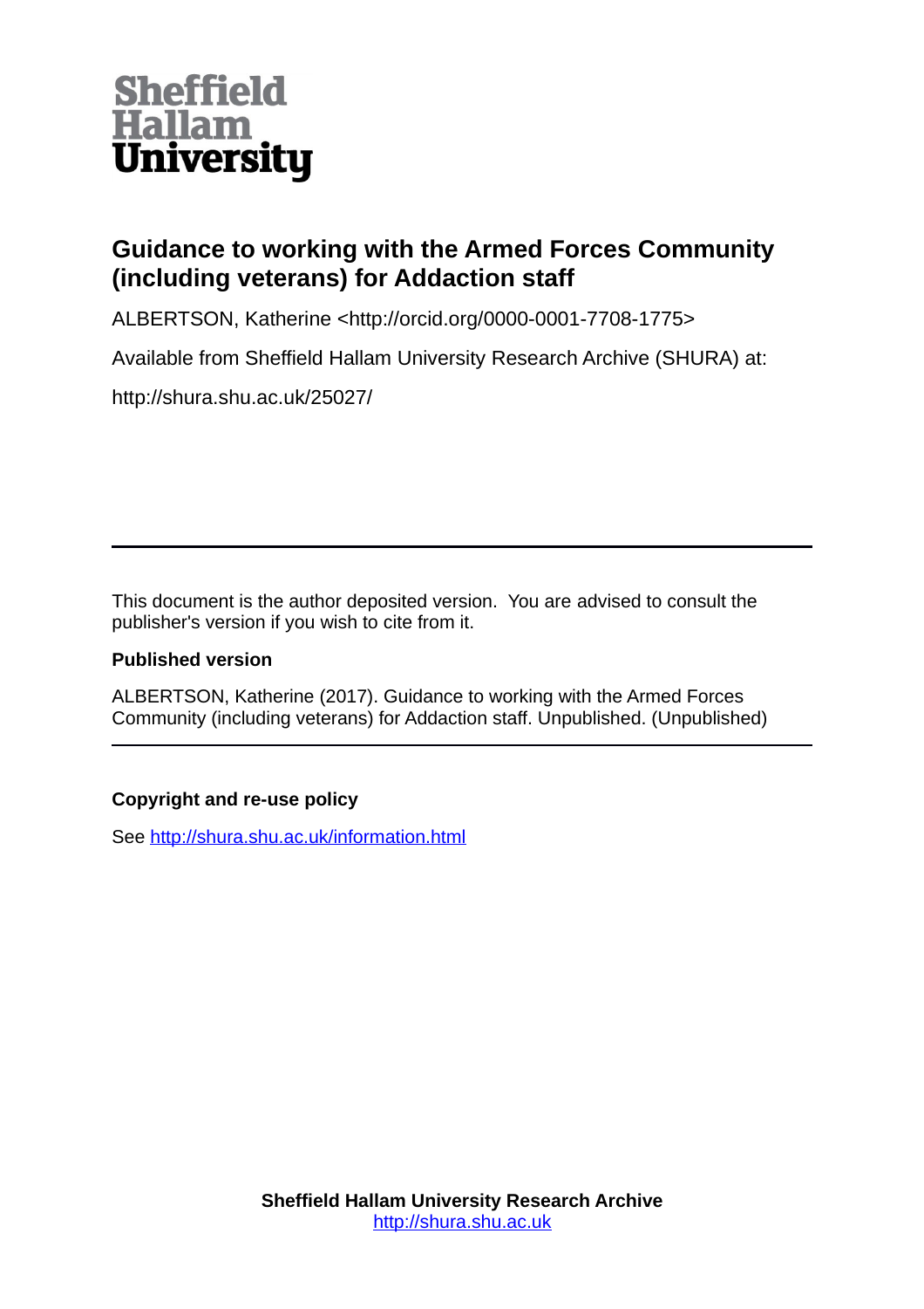Sheffield Hallam University

# Guidance to working with the Armed Forces Community (including veterans) for Addaction staff

ALBERTSON, Katherine <http://orcid.org/0000-0001-7708-1775>

Available from Sheffield Hallam University Research Archive (SHURA) at:

http://shura.shu.ac.uk/25027/

---

This document is the author deposited version. You are advised to consult the publisher's version if you wish to cite from it.

**Published version**

ALBERTSON, Katherine (2017). Guidance to working with the Armed Forces Community (including veterans) for Addaction staff. Unpublished. (Unpublished)

---

**Copyright and re-use policy**

See http://shura.shu.ac.uk/information.html

**Sheffield Hallam University Research Archive**
http://shura.shu.ac.uk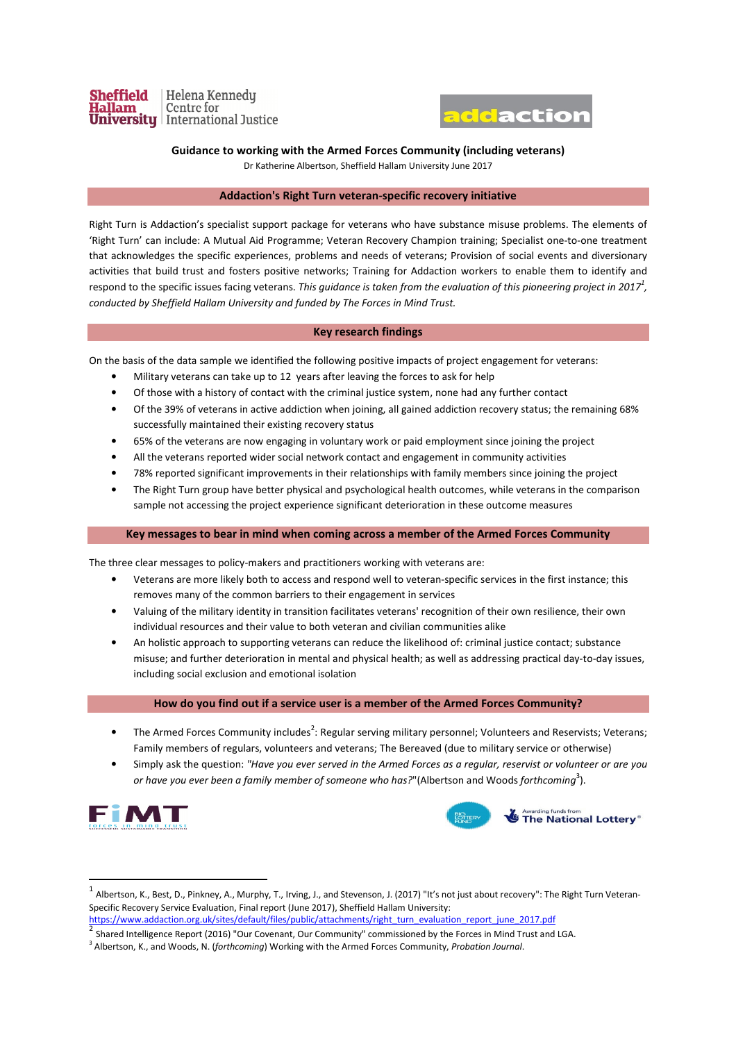Sheffield Hallam University | Helena Kennedy Centre for International Justice

addaction

**Guidance to working with the Armed Forces Community (including veterans)**

Dr Katherine Albertson, Sheffield Hallam University June 2017

## Addaction's Right Turn veteran-specific recovery initiative

Right Turn is Addaction's specialist support package for veterans who have substance misuse problems. The elements of 'Right Turn' can include: A Mutual Aid Programme; Veteran Recovery Champion training; Specialist one-to-one treatment that acknowledges the specific experiences, problems and needs of veterans; Provision of social events and diversionary activities that build trust and fosters positive networks; Training for Addaction workers to enable them to identify and respond to the specific issues facing veterans. *This guidance is taken from the evaluation of this pioneering project in 2017[1], conducted by Sheffield Hallam University and funded by The Forces in Mind Trust.*

## Key research findings

On the basis of the data sample we identified the following positive impacts of project engagement for veterans:

- Military veterans can take up to 12 years after leaving the forces to ask for help
- Of those with a history of contact with the criminal justice system, none had any further contact
- Of the 39% of veterans in active addiction when joining, all gained addiction recovery status; the remaining 68% successfully maintained their existing recovery status
- 65% of the veterans are now engaging in voluntary work or paid employment since joining the project
- All the veterans reported wider social network contact and engagement in community activities
- 78% reported significant improvements in their relationships with family members since joining the project
- The Right Turn group have better physical and psychological health outcomes, while veterans in the comparison sample not accessing the project experience significant deterioration in these outcome measures

## Key messages to bear in mind when coming across a member of the Armed Forces Community

The three clear messages to policy-makers and practitioners working with veterans are:

- Veterans are more likely both to access and respond well to veteran-specific services in the first instance; this removes many of the common barriers to their engagement in services
- Valuing of the military identity in transition facilitates veterans' recognition of their own resilience, their own individual resources and their value to both veteran and civilian communities alike
- An holistic approach to supporting veterans can reduce the likelihood of: criminal justice contact; substance misuse; and further deterioration in mental and physical health; as well as addressing practical day-to-day issues, including social exclusion and emotional isolation

## How do you find out if a service user is a member of the Armed Forces Community?

- The Armed Forces Community includes[2]: Regular serving military personnel; Volunteers and Reservists; Veterans; Family members of regulars, volunteers and veterans; The Bereaved (due to military service or otherwise)
- Simply ask the question: *"Have you ever served in the Armed Forces as a regular, reservist or volunteer or are you or have you ever been a family member of someone who has?"* (Albertson and Woods *forthcoming*[3]).

FiMT forces in mind trust

Big Lottery Fund — Awarding funds from The National Lottery®

---

[1] Albertson, K., Best, D., Pinkney, A., Murphy, T., Irving, J., and Stevenson, J. (2017) "It's not just about recovery": The Right Turn Veteran-Specific Recovery Service Evaluation, Final report (June 2017), Sheffield Hallam University: https://www.addaction.org.uk/sites/default/files/public/attachments/right_turn_evaluation_report_june_2017.pdf

[2] Shared Intelligence Report (2016) "Our Covenant, Our Community" commissioned by the Forces in Mind Trust and LGA.

[3] Albertson, K., and Woods, N. (*forthcoming*) Working with the Armed Forces Community, *Probation Journal*.